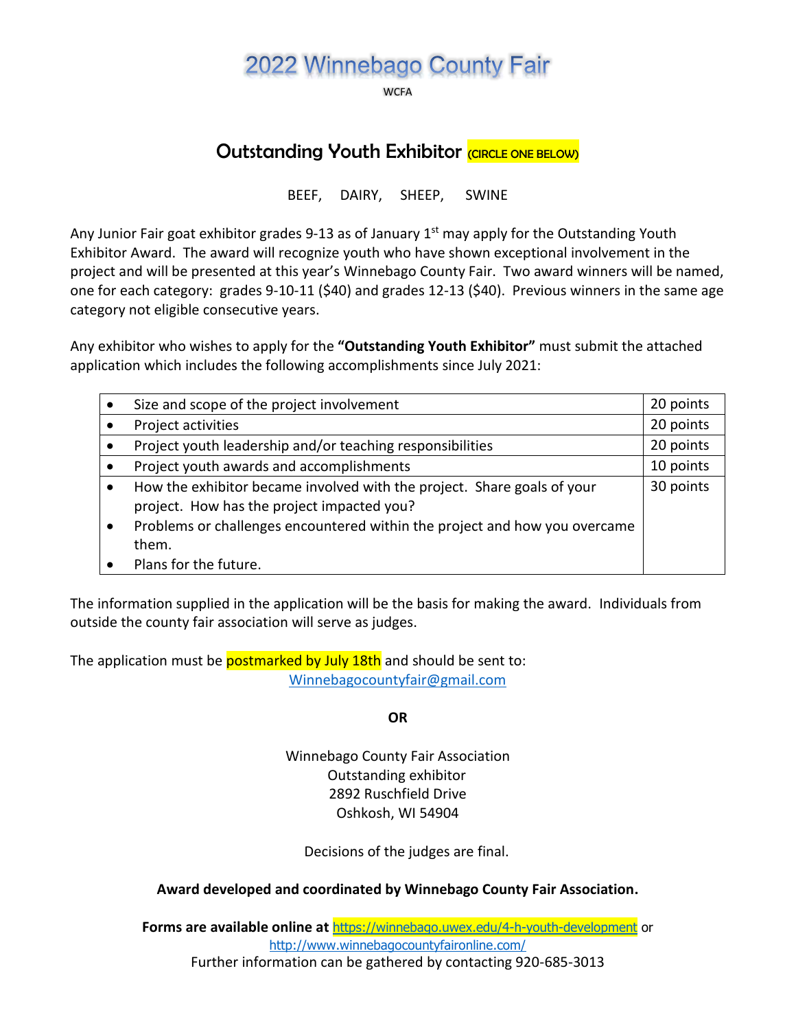# 2022 Winnebago County Fair

WCFA

## Outstanding Youth Exhibitor (CIRCLE ONE BELOW)

BEEF, DAIRY, SHEEP, SWINE

Any Junior Fair goat exhibitor grades 9-13 as of January 1st may apply for the Outstanding Youth Exhibitor Award. The award will recognize youth who have shown exceptional involvement in the project and will be presented at this year's Winnebago County Fair. Two award winners will be named, one for each category: grades 9-10-11 ($40) and grades 12-13 ($40). Previous winners in the same age category not eligible consecutive years.

Any exhibitor who wishes to apply for the **"Outstanding Youth Exhibitor"** must submit the attached application which includes the following accomplishments since July 2021:

| Criteria | Points |
|---|---|
| • Size and scope of the project involvement | 20 points |
| • Project activities | 20 points |
| • Project youth leadership and/or teaching responsibilities | 20 points |
| • Project youth awards and accomplishments | 10 points |
| • How the exhibitor became involved with the project. Share goals of your project. How has the project impacted you? • Problems or challenges encountered within the project and how you overcame them. • Plans for the future. | 30 points |

The information supplied in the application will be the basis for making the award. Individuals from outside the county fair association will serve as judges.

The application must be postmarked by July 18th and should be sent to:

Winnebagocountyfair@gmail.com

**OR**

Winnebago County Fair Association
Outstanding exhibitor
2892 Ruschfield Drive
Oshkosh, WI 54904

Decisions of the judges are final.

**Award developed and coordinated by Winnebago County Fair Association.**

**Forms are available online at** https://winnebago.uwex.edu/4-h-youth-development or http://www.winnebagocountyfaironline.com/

Further information can be gathered by contacting 920-685-3013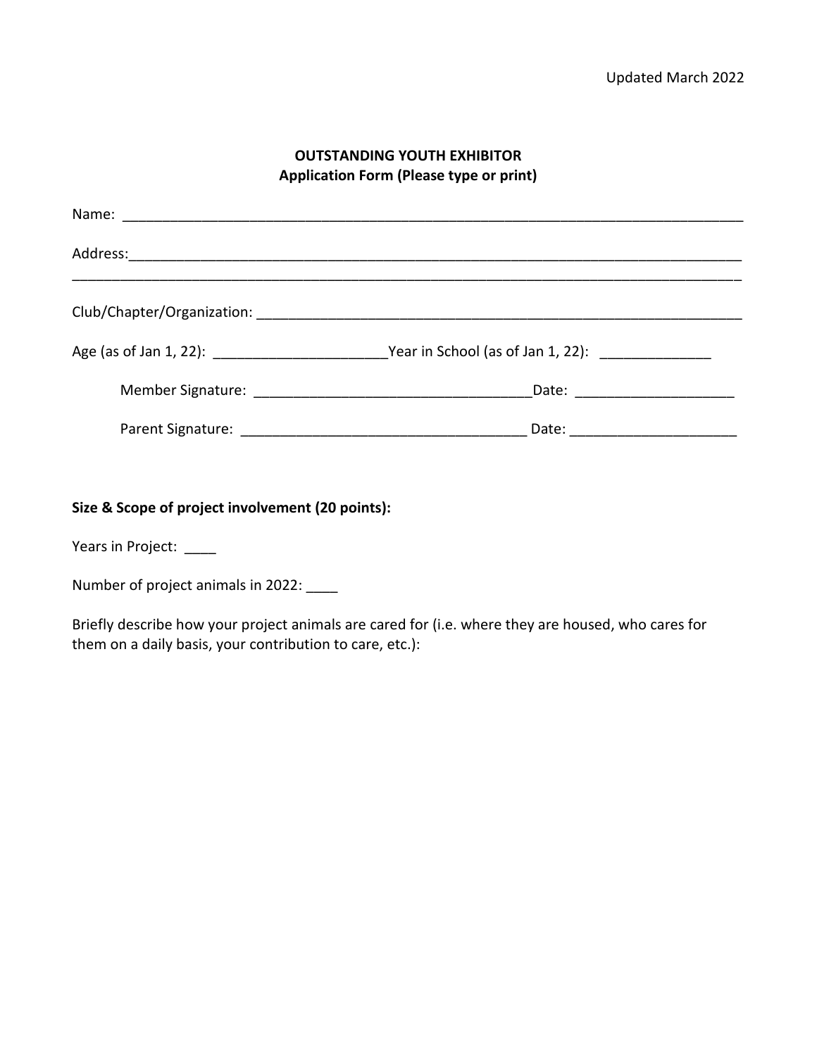Updated March 2022

**OUTSTANDING YOUTH EXHIBITOR**
**Application Form (Please type or print)**

Name: ________________________________________________________________________________

Address:______________________________________________________________________________
_____________________________________________________________________________________

Club/Chapter/Organization: ________________________________________________________________

Age (as of Jan 1, 22): ______________________Year in School (as of Jan 1, 22): ______________

Member Signature: __________________________________Date: ____________________

Parent Signature: ___________________________________ Date: _____________________

**Size & Scope of project involvement (20 points):**

Years in Project: ____

Number of project animals in 2022: ____

Briefly describe how your project animals are cared for (i.e. where they are housed, who cares for them on a daily basis, your contribution to care, etc.):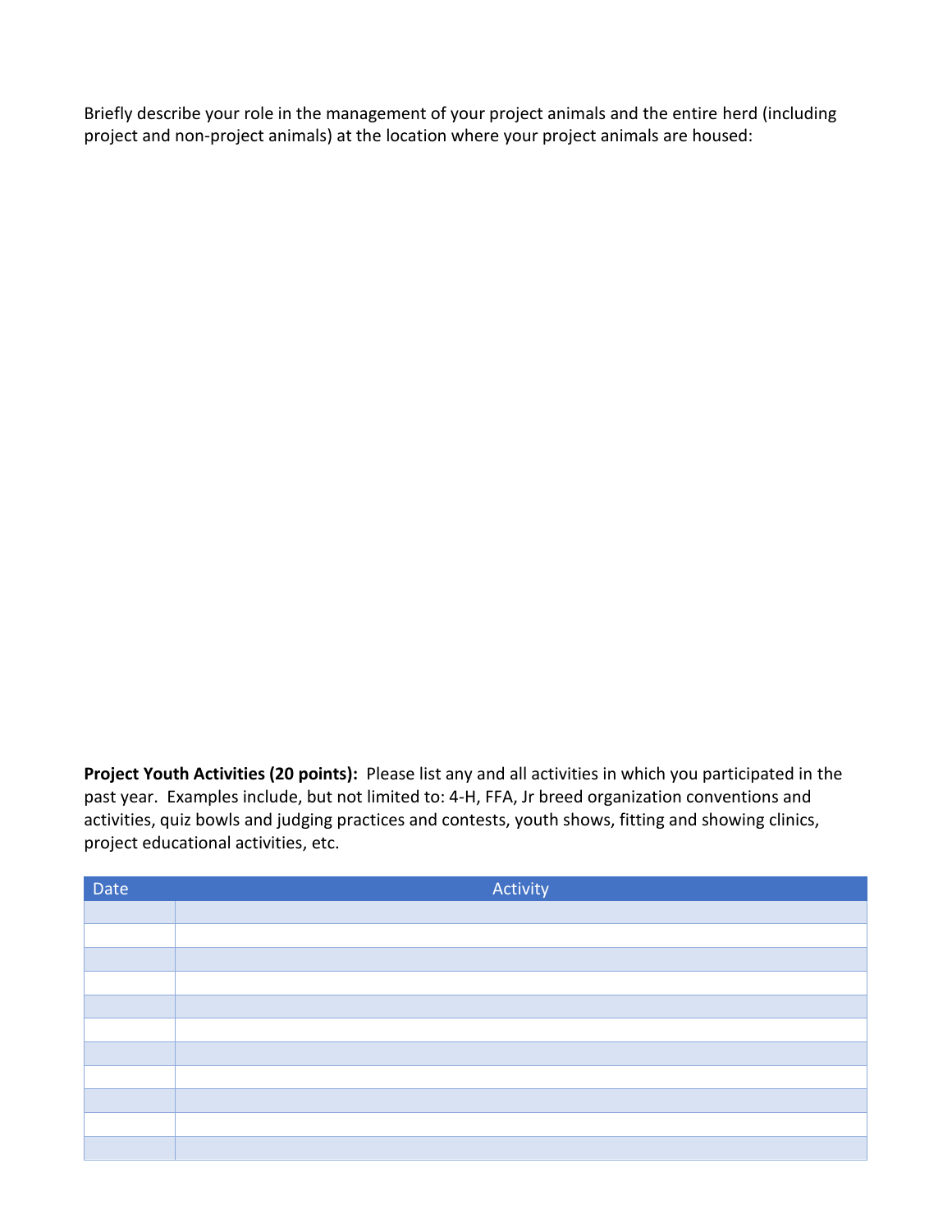Briefly describe your role in the management of your project animals and the entire herd (including project and non-project animals) at the location where your project animals are housed:

**Project Youth Activities (20 points):** Please list any and all activities in which you participated in the past year. Examples include, but not limited to: 4-H, FFA, Jr breed organization conventions and activities, quiz bowls and judging practices and contests, youth shows, fitting and showing clinics, project educational activities, etc.

| Date | Activity |
|---|---|
| | |
| | |
| | |
| | |
| | |
| | |
| | |
| | |
| | |
| | |
| | |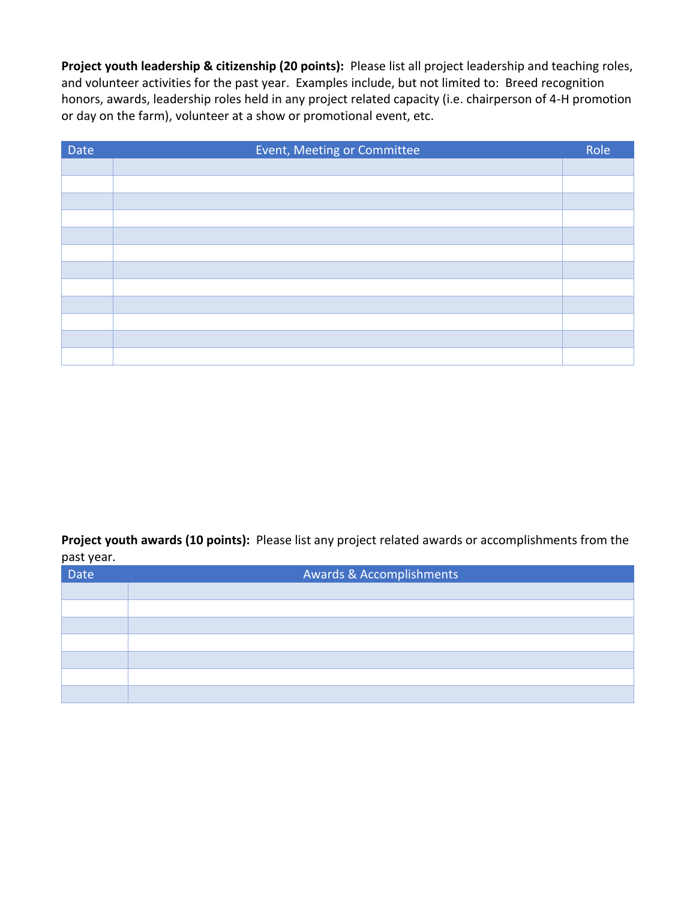**Project youth leadership & citizenship (20 points):** Please list all project leadership and teaching roles, and volunteer activities for the past year. Examples include, but not limited to: Breed recognition honors, awards, leadership roles held in any project related capacity (i.e. chairperson of 4-H promotion or day on the farm), volunteer at a show or promotional event, etc.

| Date | Event, Meeting or Committee | Role |
| --- | --- | --- |
| | | |
| | | |
| | | |
| | | |
| | | |
| | | |
| | | |
| | | |
| | | |
| | | |
| | | |
| | | |

**Project youth awards (10 points):** Please list any project related awards or accomplishments from the past year.

| Date | Awards & Accomplishments |
| --- | --- |
| | |
| | |
| | |
| | |
| | |
| | |
| | |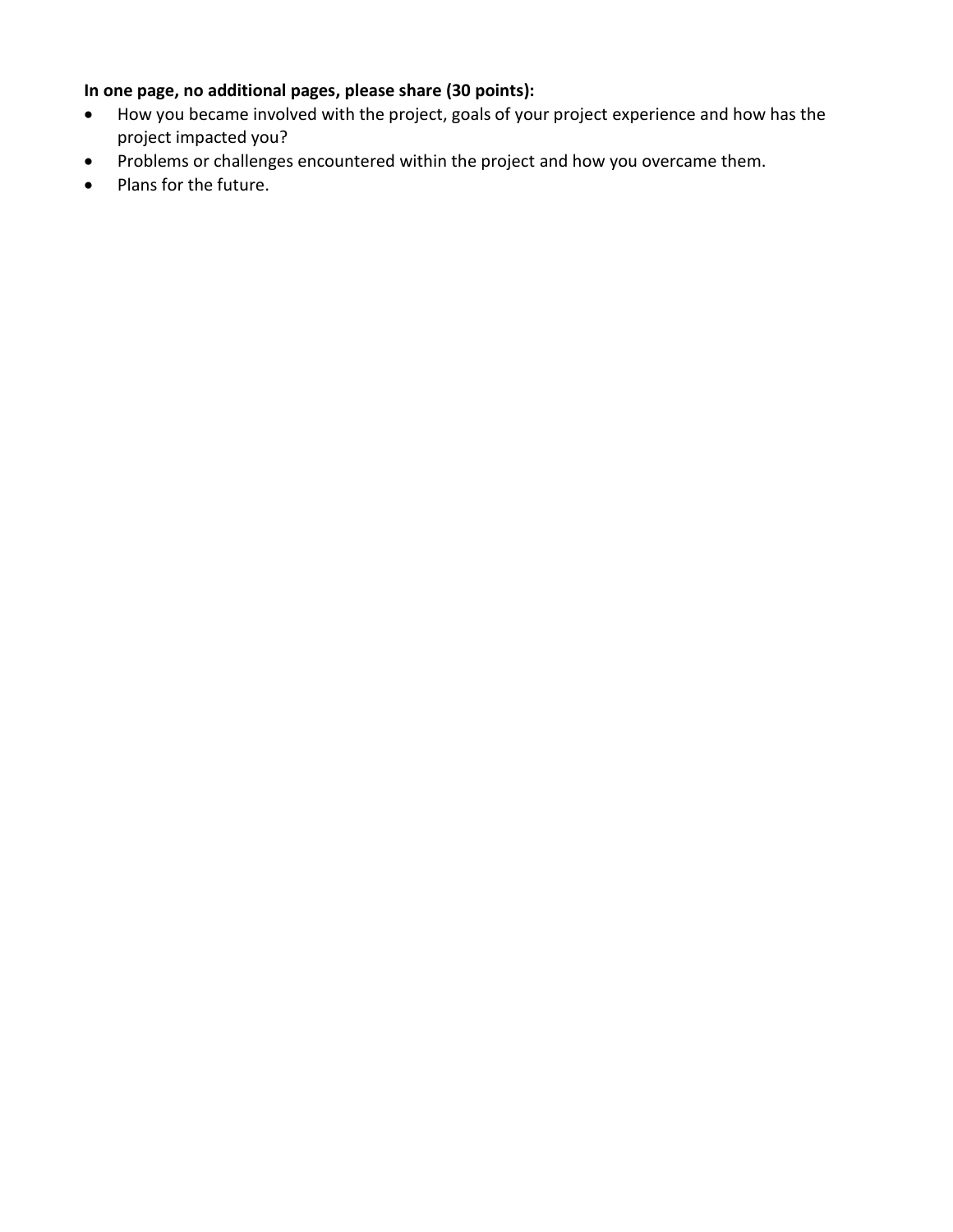**In one page, no additional pages, please share (30 points):**

- How you became involved with the project, goals of your project experience and how has the project impacted you?
- Problems or challenges encountered within the project and how you overcame them.
- Plans for the future.